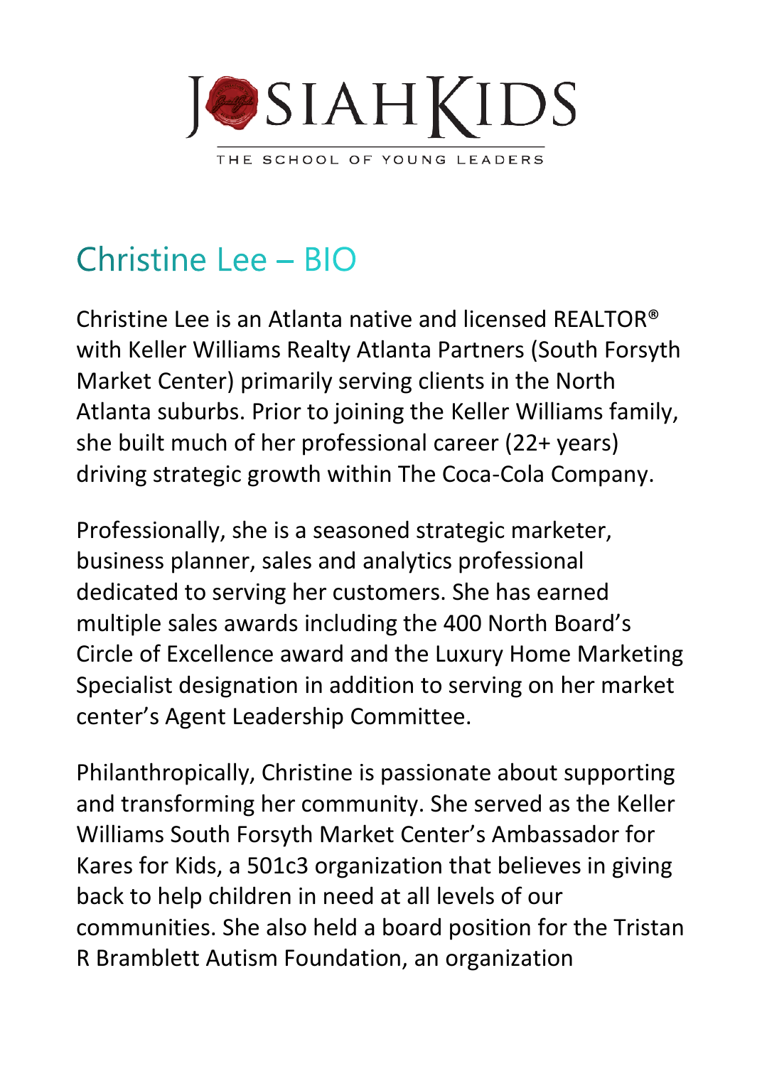JOSIAHKIDS

THE SCHOOL OF YOUNG LEADERS

# Christine Lee – BIO

Christine Lee is an Atlanta native and licensed REALTOR® with Keller Williams Realty Atlanta Partners (South Forsyth Market Center) primarily serving clients in the North Atlanta suburbs. Prior to joining the Keller Williams family, she built much of her professional career (22+ years) driving strategic growth within The Coca-Cola Company.

Professionally, she is a seasoned strategic marketer, business planner, sales and analytics professional dedicated to serving her customers. She has earned multiple sales awards including the 400 North Board's Circle of Excellence award and the Luxury Home Marketing Specialist designation in addition to serving on her market center's Agent Leadership Committee.

Philanthropically, Christine is passionate about supporting and transforming her community. She served as the Keller Williams South Forsyth Market Center's Ambassador for Kares for Kids, a 501c3 organization that believes in giving back to help children in need at all levels of our communities. She also held a board position for the Tristan R Bramblett Autism Foundation, an organization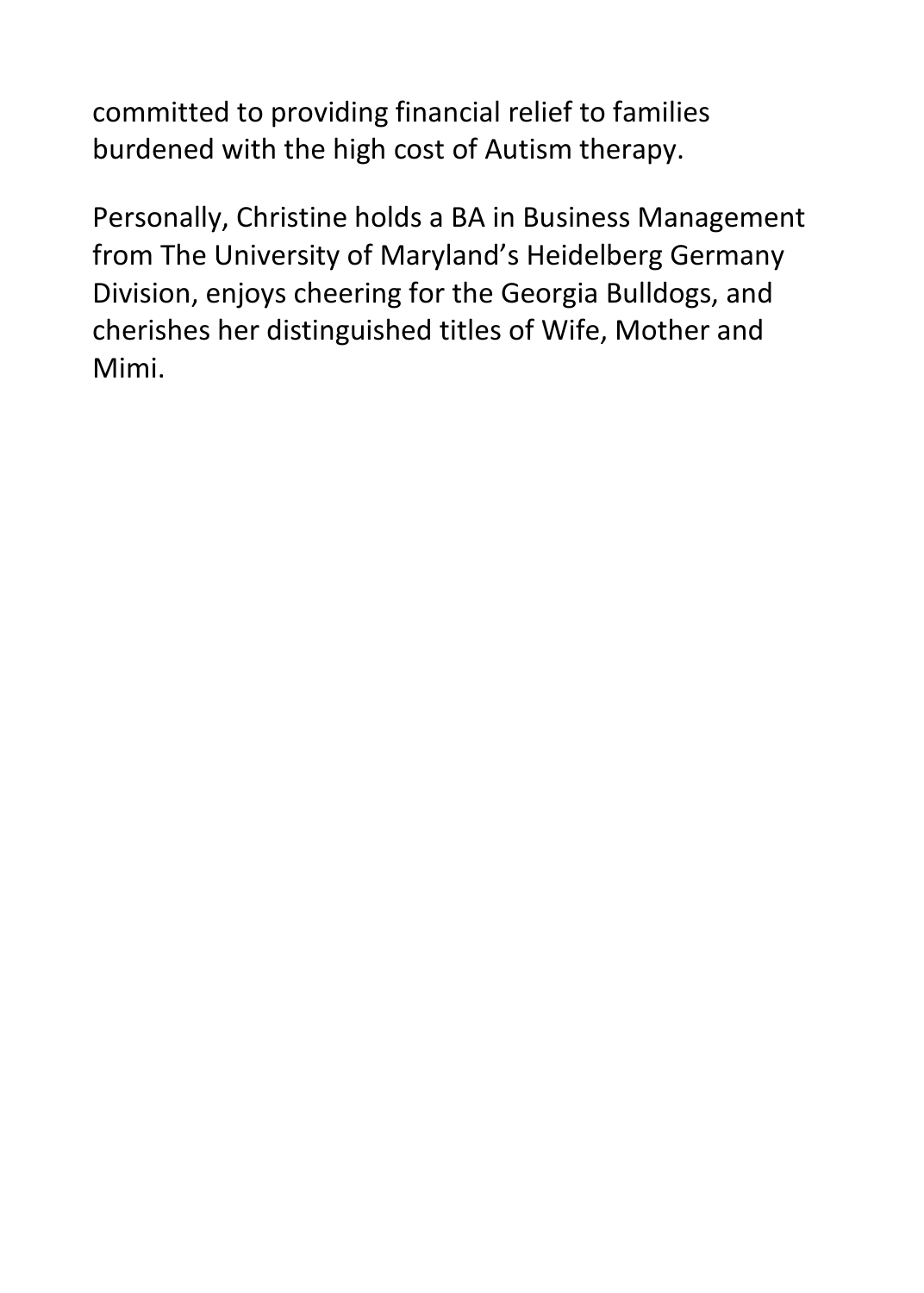committed to providing financial relief to families burdened with the high cost of Autism therapy.

Personally, Christine holds a BA in Business Management from The University of Maryland's Heidelberg Germany Division, enjoys cheering for the Georgia Bulldogs, and cherishes her distinguished titles of Wife, Mother and Mimi.